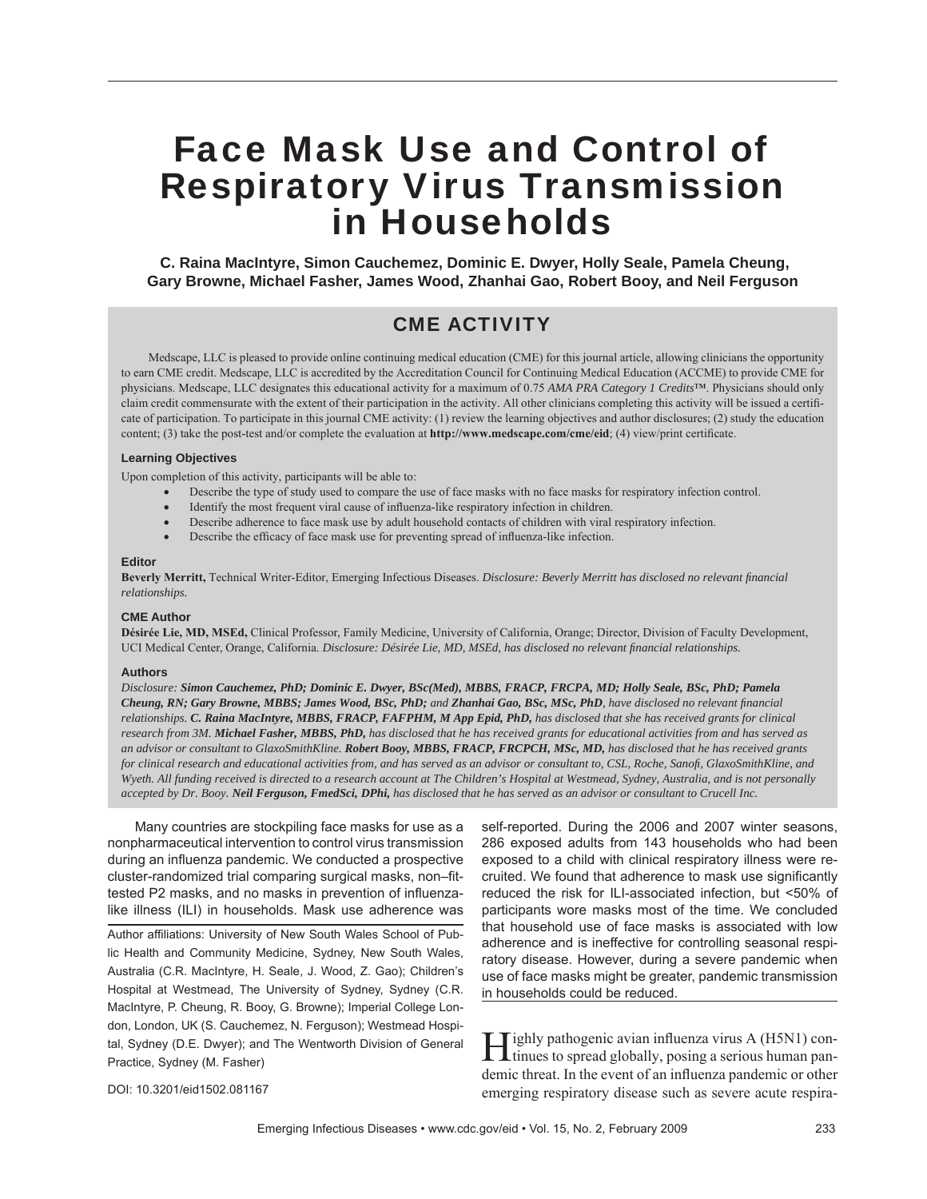# Face Mask Use and Control of Respiratory Virus Transmission in Households

**C. Raina MacIntyre, Simon Cauchemez, Dominic E. Dwyer, Holly Seale, Pamela Cheung, Gary Browne, Michael Fasher, James Wood, Zhanhai Gao, Robert Booy, and Neil Ferguson**

## CME ACTIVITY

Medscape, LLC is pleased to provide online continuing medical education (CME) for this journal article, allowing clinicians the opportunity to earn CME credit. Medscape, LLC is accredited by the Accreditation Council for Continuing Medical Education (ACCME) to provide CME for physicians. Medscape, LLC designates this educational activity for a maximum of 0.75 *AMA PRA Category 1 Credits*™. Physicians should only claim credit commensurate with the extent of their participation in the activity. All other clinicians completing this activity will be issued a certificate of participation. To participate in this journal CME activity: (1) review the learning objectives and author disclosures; (2) study the education content; (3) take the post-test and/or complete the evaluation at **http://www.medscape.com/cme/eid**; (4) view/print certificate.

### Learning Objectives

Upon completion of this activity, participants will be able to:

- Describe the type of study used to compare the use of face masks with no face masks for respiratory infection control.
- Identify the most frequent viral cause of influenza-like respiratory infection in children.
- Describe adherence to face mask use by adult household contacts of children with viral respiratory infection.
- Describe the efficacy of face mask use for preventing spread of influenza-like infection.

### Editor

**Beverly Merritt,** Technical Writer-Editor, Emerging Infectious Diseases. *Disclosure: Beverly Merritt has disclosed no relevant financial relationships.*

### CME Author

**Désirée Lie, MD, MSEd,** Clinical Professor, Family Medicine, University of California, Orange; Director, Division of Faculty Development, UCI Medical Center, Orange, California. *Disclosure: Désirée Lie, MD, MSEd, has disclosed no relevant financial relationships.*

### Authors

*Disclosure:* ***Simon Cauchemez, PhD; Dominic E. Dwyer, BSc(Med), MBBS, FRACP, FRCPA, MD; Holly Seale, BSc, PhD; Pamela Cheung, RN; Gary Browne, MBBS; James Wood, BSc, PhD;*** *and* ***Zhanhai Gao, BSc, MSc, PhD****, have disclosed no relevant financial relationships.* ***C. Raina MacIntyre, MBBS, FRACP, FAFPHM, M App Epid, PhD,*** *has disclosed that she has received grants for clinical research from 3M.* ***Michael Fasher, MBBS, PhD,*** *has disclosed that he has received grants for educational activities from and has served as an advisor or consultant to GlaxoSmithKline.* ***Robert Booy, MBBS, FRACP, FRCPCH, MSc, MD,*** *has disclosed that he has received grants for clinical research and educational activities from, and has served as an advisor or consultant to, CSL, Roche, Sanofi, GlaxoSmithKline, and Wyeth. All funding received is directed to a research account at The Children's Hospital at Westmead, Sydney, Australia, and is not personally accepted by Dr. Booy.* ***Neil Ferguson, FmedSci, DPhi,*** *has disclosed that he has served as an advisor or consultant to Crucell Inc.*

Many countries are stockpiling face masks for use as a nonpharmaceutical intervention to control virus transmission during an influenza pandemic. We conducted a prospective cluster-randomized trial comparing surgical masks, non–fit-tested P2 masks, and no masks in prevention of influenza-like illness (ILI) in households. Mask use adherence was self-reported. During the 2006 and 2007 winter seasons, 286 exposed adults from 143 households who had been exposed to a child with clinical respiratory illness were recruited. We found that adherence to mask use significantly reduced the risk for ILI-associated infection, but <50% of participants wore masks most of the time. We concluded that household use of face masks is associated with low adherence and is ineffective for controlling seasonal respiratory disease. However, during a severe pandemic when use of face masks might be greater, pandemic transmission in households could be reduced.

Author affiliations: University of New South Wales School of Public Health and Community Medicine, Sydney, New South Wales, Australia (C.R. MacIntyre, H. Seale, J. Wood, Z. Gao); Children's Hospital at Westmead, The University of Sydney, Sydney (C.R. MacIntyre, P. Cheung, R. Booy, G. Browne); Imperial College London, London, UK (S. Cauchemez, N. Ferguson); Westmead Hospital, Sydney (D.E. Dwyer); and The Wentworth Division of General Practice, Sydney (M. Fasher)

DOI: 10.3201/eid1502.081167

Highly pathogenic avian influenza virus A (H5N1) continues to spread globally, posing a serious human pandemic threat. In the event of an influenza pandemic or other emerging respiratory disease such as severe acute respira-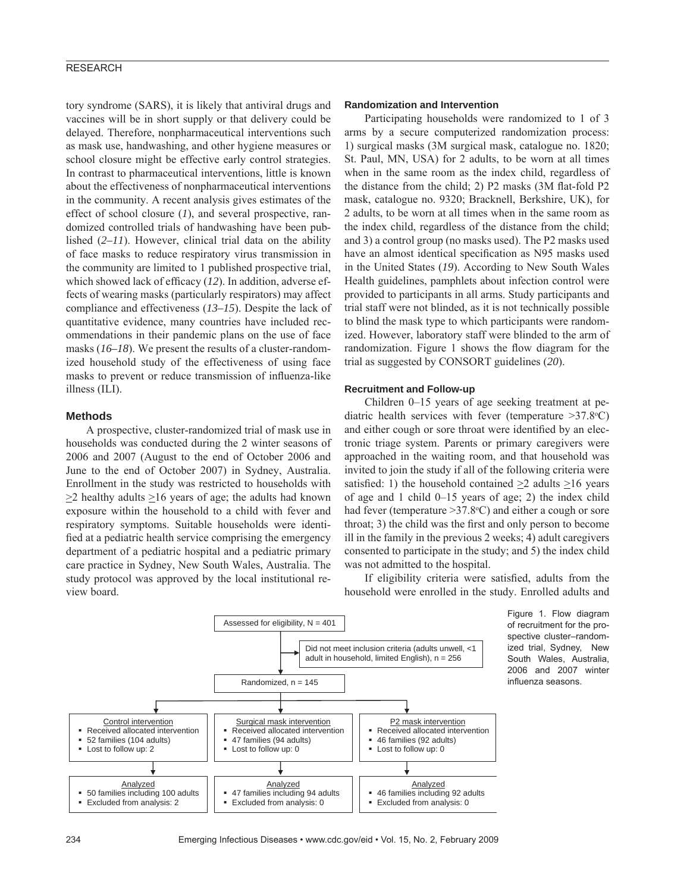tory syndrome (SARS), it is likely that antiviral drugs and vaccines will be in short supply or that delivery could be delayed. Therefore, nonpharmaceutical interventions such as mask use, handwashing, and other hygiene measures or school closure might be effective early control strategies. In contrast to pharmaceutical interventions, little is known about the effectiveness of nonpharmaceutical interventions in the community. A recent analysis gives estimates of the effect of school closure (*1*), and several prospective, randomized controlled trials of handwashing have been published (*2–11*). However, clinical trial data on the ability of face masks to reduce respiratory virus transmission in the community are limited to 1 published prospective trial, which showed lack of efficacy (*12*). In addition, adverse effects of wearing masks (particularly respirators) may affect compliance and effectiveness (*13–15*). Despite the lack of quantitative evidence, many countries have included recommendations in their pandemic plans on the use of face masks (*16–18*). We present the results of a cluster-randomized household study of the effectiveness of using face masks to prevent or reduce transmission of influenza-like illness (ILI).

## Methods

A prospective, cluster-randomized trial of mask use in households was conducted during the 2 winter seasons of 2006 and 2007 (August to the end of October 2006 and June to the end of October 2007) in Sydney, Australia. Enrollment in the study was restricted to households with ≥2 healthy adults ≥16 years of age; the adults had known exposure within the household to a child with fever and respiratory symptoms. Suitable households were identified at a pediatric health service comprising the emergency department of a pediatric hospital and a pediatric primary care practice in Sydney, New South Wales, Australia. The study protocol was approved by the local institutional review board.

### Randomization and Intervention

Participating households were randomized to 1 of 3 arms by a secure computerized randomization process: 1) surgical masks (3M surgical mask, catalogue no. 1820; St. Paul, MN, USA) for 2 adults, to be worn at all times when in the same room as the index child, regardless of the distance from the child; 2) P2 masks (3M flat-fold P2 mask, catalogue no. 9320; Bracknell, Berkshire, UK), for 2 adults, to be worn at all times when in the same room as the index child, regardless of the distance from the child; and 3) a control group (no masks used). The P2 masks used have an almost identical specification as N95 masks used in the United States (*19*). According to New South Wales Health guidelines, pamphlets about infection control were provided to participants in all arms. Study participants and trial staff were not blinded, as it is not technically possible to blind the mask type to which participants were randomized. However, laboratory staff were blinded to the arm of randomization. Figure 1 shows the flow diagram for the trial as suggested by CONSORT guidelines (*20*).

### Recruitment and Follow-up

Children 0–15 years of age seeking treatment at pediatric health services with fever (temperature >37.8°C) and either cough or sore throat were identified by an electronic triage system. Parents or primary caregivers were approached in the waiting room, and that household was invited to join the study if all of the following criteria were satisfied: 1) the household contained ≥2 adults ≥16 years of age and 1 child 0–15 years of age; 2) the index child had fever (temperature >37.8°C) and either a cough or sore throat; 3) the child was the first and only person to become ill in the family in the previous 2 weeks; 4) adult caregivers consented to participate in the study; and 5) the index child was not admitted to the hospital.

If eligibility criteria were satisfied, adults from the household were enrolled in the study. Enrolled adults and

Assessed for eligibility, N = 401

Did not meet inclusion criteria (adults unwell, <1 adult in household, limited English), n = 256

Randomized, n = 145

| Control intervention | Surgical mask intervention | P2 mask intervention |
|---|---|---|
| ▪ Received allocated intervention<br>▪ 52 families (104 adults)<br>▪ Lost to follow up: 2 | ▪ Received allocated intervention<br>▪ 47 families (94 adults)<br>▪ Lost to follow up: 0 | ▪ Received allocated intervention<br>▪ 46 families (92 adults)<br>▪ Lost to follow up: 0 |
| **Analyzed** | **Analyzed** | **Analyzed** |
| ▪ 50 families including 100 adults<br>▪ Excluded from analysis: 2 | ▪ 47 families including 94 adults<br>▪ Excluded from analysis: 0 | ▪ 46 families including 92 adults<br>▪ Excluded from analysis: 0 |

Figure 1. Flow diagram of recruitment for the prospective cluster–randomized trial, Sydney, New South Wales, Australia, 2006 and 2007 winter influenza seasons.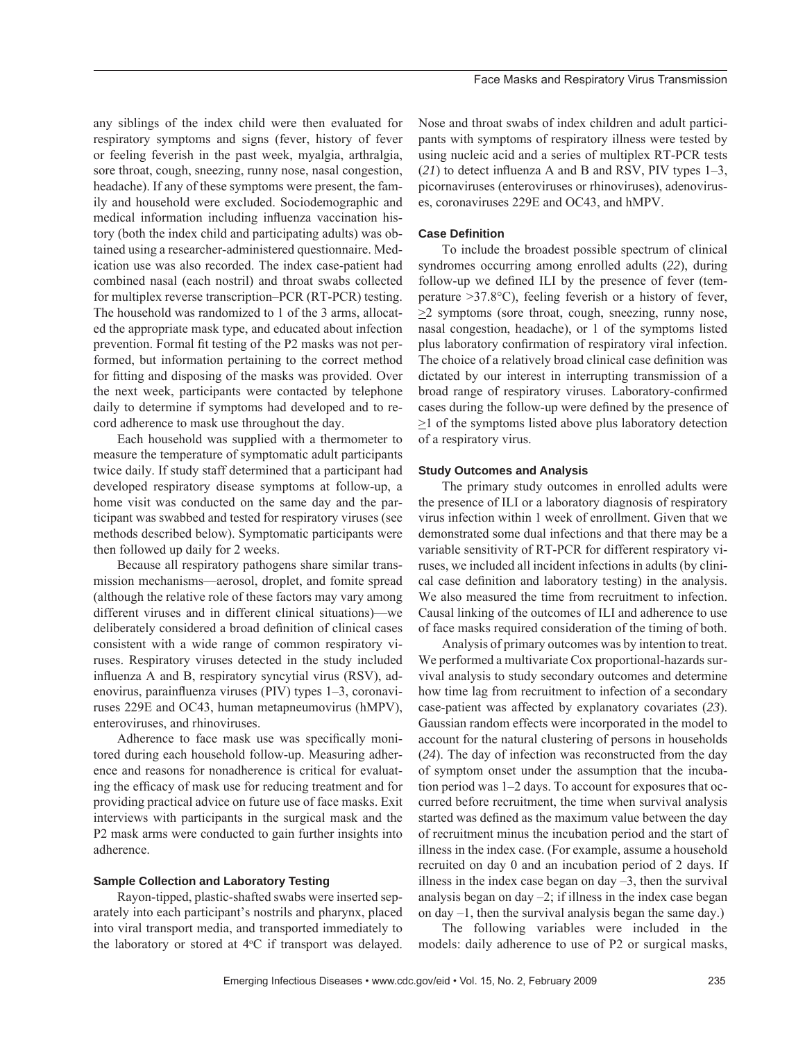any siblings of the index child were then evaluated for respiratory symptoms and signs (fever, history of fever or feeling feverish in the past week, myalgia, arthralgia, sore throat, cough, sneezing, runny nose, nasal congestion, headache). If any of these symptoms were present, the family and household were excluded. Sociodemographic and medical information including influenza vaccination history (both the index child and participating adults) was obtained using a researcher-administered questionnaire. Medication use was also recorded. The index case-patient had combined nasal (each nostril) and throat swabs collected for multiplex reverse transcription–PCR (RT-PCR) testing. The household was randomized to 1 of the 3 arms, allocated the appropriate mask type, and educated about infection prevention. Formal fit testing of the P2 masks was not performed, but information pertaining to the correct method for fitting and disposing of the masks was provided. Over the next week, participants were contacted by telephone daily to determine if symptoms had developed and to record adherence to mask use throughout the day.

Each household was supplied with a thermometer to measure the temperature of symptomatic adult participants twice daily. If study staff determined that a participant had developed respiratory disease symptoms at follow-up, a home visit was conducted on the same day and the participant was swabbed and tested for respiratory viruses (see methods described below). Symptomatic participants were then followed up daily for 2 weeks.

Because all respiratory pathogens share similar transmission mechanisms—aerosol, droplet, and fomite spread (although the relative role of these factors may vary among different viruses and in different clinical situations)—we deliberately considered a broad definition of clinical cases consistent with a wide range of common respiratory viruses. Respiratory viruses detected in the study included influenza A and B, respiratory syncytial virus (RSV), adenovirus, parainfluenza viruses (PIV) types 1–3, coronaviruses 229E and OC43, human metapneumovirus (hMPV), enteroviruses, and rhinoviruses.

Adherence to face mask use was specifically monitored during each household follow-up. Measuring adherence and reasons for nonadherence is critical for evaluating the efficacy of mask use for reducing treatment and for providing practical advice on future use of face masks. Exit interviews with participants in the surgical mask and the P2 mask arms were conducted to gain further insights into adherence.

### Sample Collection and Laboratory Testing

Rayon-tipped, plastic-shafted swabs were inserted separately into each participant's nostrils and pharynx, placed into viral transport media, and transported immediately to the laboratory or stored at 4°C if transport was delayed. Nose and throat swabs of index children and adult participants with symptoms of respiratory illness were tested by using nucleic acid and a series of multiplex RT-PCR tests (*21*) to detect influenza A and B and RSV, PIV types 1–3, picornaviruses (enteroviruses or rhinoviruses), adenoviruses, coronaviruses 229E and OC43, and hMPV.

### Case Definition

To include the broadest possible spectrum of clinical syndromes occurring among enrolled adults (*22*), during follow-up we defined ILI by the presence of fever (temperature >37.8°C), feeling feverish or a history of fever, ≥2 symptoms (sore throat, cough, sneezing, runny nose, nasal congestion, headache), or 1 of the symptoms listed plus laboratory confirmation of respiratory viral infection. The choice of a relatively broad clinical case definition was dictated by our interest in interrupting transmission of a broad range of respiratory viruses. Laboratory-confirmed cases during the follow-up were defined by the presence of ≥1 of the symptoms listed above plus laboratory detection of a respiratory virus.

### Study Outcomes and Analysis

The primary study outcomes in enrolled adults were the presence of ILI or a laboratory diagnosis of respiratory virus infection within 1 week of enrollment. Given that we demonstrated some dual infections and that there may be a variable sensitivity of RT-PCR for different respiratory viruses, we included all incident infections in adults (by clinical case definition and laboratory testing) in the analysis. We also measured the time from recruitment to infection. Causal linking of the outcomes of ILI and adherence to use of face masks required consideration of the timing of both.

Analysis of primary outcomes was by intention to treat. We performed a multivariate Cox proportional-hazards survival analysis to study secondary outcomes and determine how time lag from recruitment to infection of a secondary case-patient was affected by explanatory covariates (*23*). Gaussian random effects were incorporated in the model to account for the natural clustering of persons in households (*24*). The day of infection was reconstructed from the day of symptom onset under the assumption that the incubation period was 1–2 days. To account for exposures that occurred before recruitment, the time when survival analysis started was defined as the maximum value between the day of recruitment minus the incubation period and the start of illness in the index case. (For example, assume a household recruited on day 0 and an incubation period of 2 days. If illness in the index case began on day –3, then the survival analysis began on day –2; if illness in the index case began on day –1, then the survival analysis began the same day.)

The following variables were included in the models: daily adherence to use of P2 or surgical masks,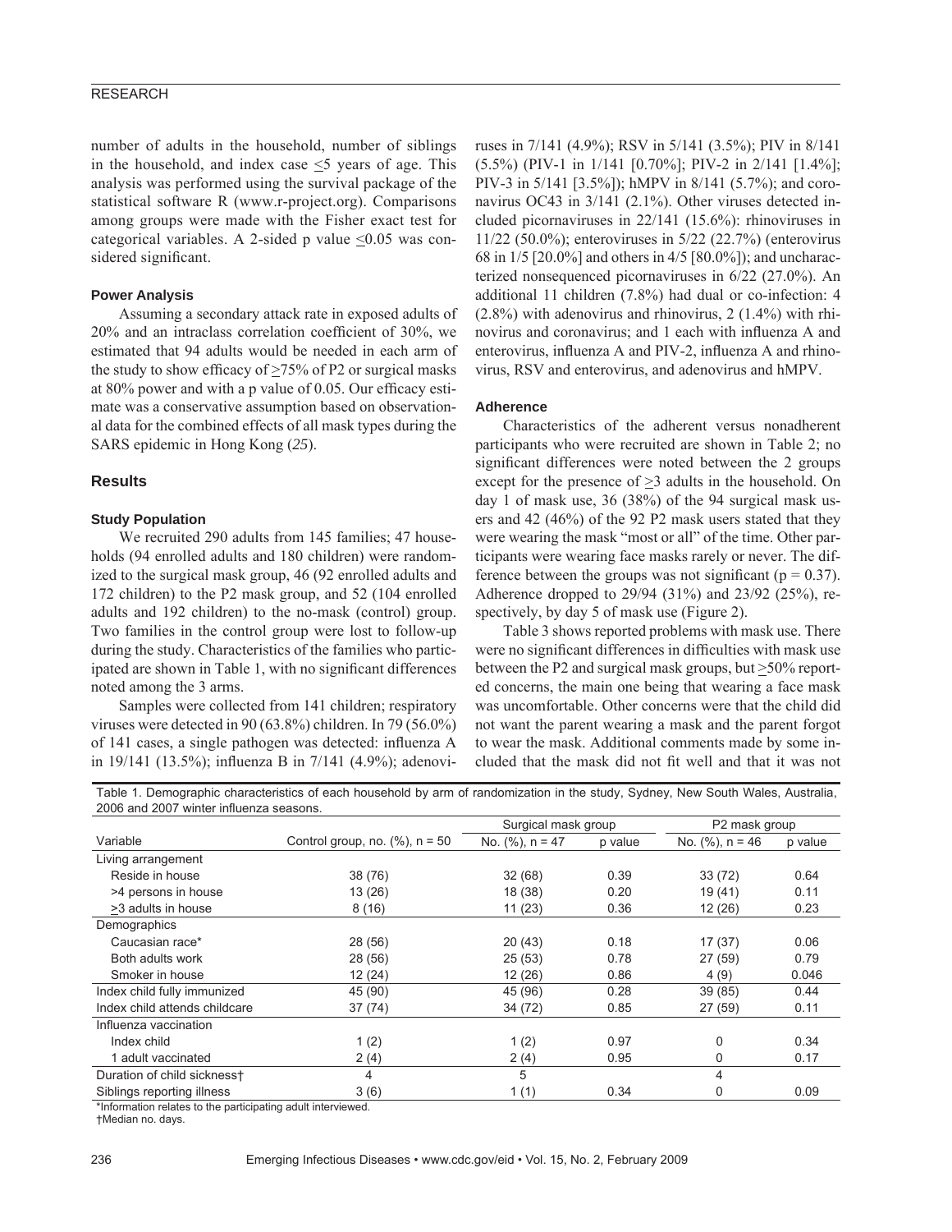number of adults in the household, number of siblings in the household, and index case ≤5 years of age. This analysis was performed using the survival package of the statistical software R (www.r-project.org). Comparisons among groups were made with the Fisher exact test for categorical variables. A 2-sided p value ≤0.05 was considered significant.

### Power Analysis

Assuming a secondary attack rate in exposed adults of 20% and an intraclass correlation coefficient of 30%, we estimated that 94 adults would be needed in each arm of the study to show efficacy of ≥75% of P2 or surgical masks at 80% power and with a p value of 0.05. Our efficacy estimate was a conservative assumption based on observational data for the combined effects of all mask types during the SARS epidemic in Hong Kong (*25*).

## Results

### Study Population

We recruited 290 adults from 145 families; 47 households (94 enrolled adults and 180 children) were randomized to the surgical mask group, 46 (92 enrolled adults and 172 children) to the P2 mask group, and 52 (104 enrolled adults and 192 children) to the no-mask (control) group. Two families in the control group were lost to follow-up during the study. Characteristics of the families who participated are shown in Table 1, with no significant differences noted among the 3 arms.

Samples were collected from 141 children; respiratory viruses were detected in 90 (63.8%) children. In 79 (56.0%) of 141 cases, a single pathogen was detected: influenza A in 19/141 (13.5%); influenza B in 7/141 (4.9%); adenoviruses in 7/141 (4.9%); RSV in 5/141 (3.5%); PIV in 8/141 (5.5%) (PIV-1 in 1/141 [0.70%]; PIV-2 in 2/141 [1.4%]; PIV-3 in 5/141 [3.5%]); hMPV in 8/141 (5.7%); and coronavirus OC43 in 3/141 (2.1%). Other viruses detected included picornaviruses in 22/141 (15.6%): rhinoviruses in 11/22 (50.0%); enteroviruses in 5/22 (22.7%) (enterovirus 68 in 1/5 [20.0%] and others in 4/5 [80.0%]); and uncharacterized nonsequenced picornaviruses in 6/22 (27.0%). An additional 11 children (7.8%) had dual or co-infection: 4 (2.8%) with adenovirus and rhinovirus, 2 (1.4%) with rhinovirus and coronavirus; and 1 each with influenza A and enterovirus, influenza A and PIV-2, influenza A and rhinovirus, RSV and enterovirus, and adenovirus and hMPV.

### Adherence

Characteristics of the adherent versus nonadherent participants who were recruited are shown in Table 2; no significant differences were noted between the 2 groups except for the presence of ≥3 adults in the household. On day 1 of mask use, 36 (38%) of the 94 surgical mask users and 42 (46%) of the 92 P2 mask users stated that they were wearing the mask "most or all" of the time. Other participants were wearing face masks rarely or never. The difference between the groups was not significant (p = 0.37). Adherence dropped to 29/94 (31%) and 23/92 (25%), respectively, by day 5 of mask use (Figure 2).

Table 3 shows reported problems with mask use. There were no significant differences in difficulties with mask use between the P2 and surgical mask groups, but ≥50% reported concerns, the main one being that wearing a face mask was uncomfortable. Other concerns were that the child did not want the parent wearing a mask and the parent forgot to wear the mask. Additional comments made by some included that the mask did not fit well and that it was not

Table 1. Demographic characteristics of each household by arm of randomization in the study, Sydney, New South Wales, Australia, 2006 and 2007 winter influenza seasons.

| Variable | Control group, no. (%), n = 50 | Surgical mask group | | P2 mask group | |
|---|---|---|---|---|---|
| | | No. (%), n = 47 | p value | No. (%), n = 46 | p value |
| Living arrangement | | | | | |
| Reside in house | 38 (76) | 32 (68) | 0.39 | 33 (72) | 0.64 |
| >4 persons in house | 13 (26) | 18 (38) | 0.20 | 19 (41) | 0.11 |
| ≥3 adults in house | 8 (16) | 11 (23) | 0.36 | 12 (26) | 0.23 |
| Demographics | | | | | |
| Caucasian race* | 28 (56) | 20 (43) | 0.18 | 17 (37) | 0.06 |
| Both adults work | 28 (56) | 25 (53) | 0.78 | 27 (59) | 0.79 |
| Smoker in house | 12 (24) | 12 (26) | 0.86 | 4 (9) | 0.046 |
| Index child fully immunized | 45 (90) | 45 (96) | 0.28 | 39 (85) | 0.44 |
| Index child attends childcare | 37 (74) | 34 (72) | 0.85 | 27 (59) | 0.11 |
| Influenza vaccination | | | | | |
| Index child | 1 (2) | 1 (2) | 0.97 | 0 | 0.34 |
| 1 adult vaccinated | 2 (4) | 2 (4) | 0.95 | 0 | 0.17 |
| Duration of child sickness† | 4 | 5 | | 4 | |
| Siblings reporting illness | 3 (6) | 1 (1) | 0.34 | 0 | 0.09 |

*Information relates to the participating adult interviewed.
†Median no. days.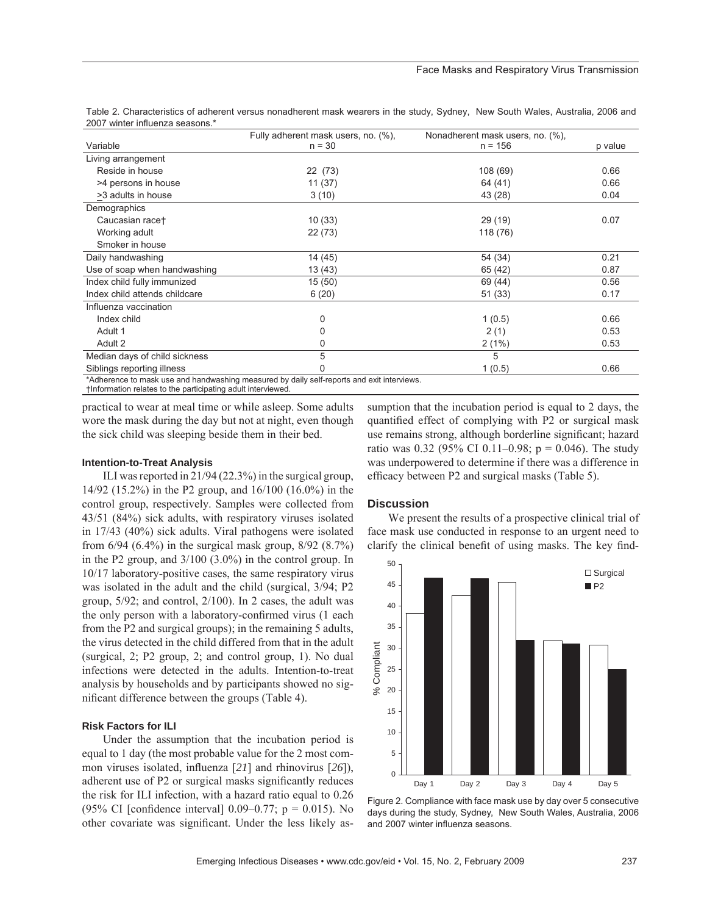Table 2. Characteristics of adherent versus nonadherent mask wearers in the study, Sydney, New South Wales, Australia, 2006 and 2007 winter influenza seasons.*

| Variable | Fully adherent mask users, no. (%), n = 30 | Nonadherent mask users, no. (%), n = 156 | p value |
|---|---|---|---|
| Living arrangement | | | |
| Reside in house | 22 (73) | 108 (69) | 0.66 |
| >4 persons in house | 11 (37) | 64 (41) | 0.66 |
| ≥3 adults in house | 3 (10) | 43 (28) | 0.04 |
| Demographics | | | |
| Caucasian race† | 10 (33) | 29 (19) | 0.07 |
| Working adult | 22 (73) | 118 (76) | |
| Smoker in house | | | |
| Daily handwashing | 14 (45) | 54 (34) | 0.21 |
| Use of soap when handwashing | 13 (43) | 65 (42) | 0.87 |
| Index child fully immunized | 15 (50) | 69 (44) | 0.56 |
| Index child attends childcare | 6 (20) | 51 (33) | 0.17 |
| Influenza vaccination | | | |
| Index child | 0 | 1 (0.5) | 0.66 |
| Adult 1 | 0 | 2 (1) | 0.53 |
| Adult 2 | 0 | 2 (1%) | 0.53 |
| Median days of child sickness | 5 | 5 | |
| Siblings reporting illness | 0 | 1 (0.5) | 0.66 |

*Adherence to mask use and handwashing measured by daily self-reports and exit interviews.
†Information relates to the participating adult interviewed.

practical to wear at meal time or while asleep. Some adults wore the mask during the day but not at night, even though the sick child was sleeping beside them in their bed.

#### Intention-to-Treat Analysis

ILI was reported in 21/94 (22.3%) in the surgical group, 14/92 (15.2%) in the P2 group, and 16/100 (16.0%) in the control group, respectively. Samples were collected from 43/51 (84%) sick adults, with respiratory viruses isolated in 17/43 (40%) sick adults. Viral pathogens were isolated from 6/94 (6.4%) in the surgical mask group, 8/92 (8.7%) in the P2 group, and 3/100 (3.0%) in the control group. In 10/17 laboratory-positive cases, the same respiratory virus was isolated in the adult and the child (surgical, 3/94; P2 group, 5/92; and control, 2/100). In 2 cases, the adult was the only person with a laboratory-confirmed virus (1 each from the P2 and surgical groups); in the remaining 5 adults, the virus detected in the child differed from that in the adult (surgical, 2; P2 group, 2; and control group, 1). No dual infections were detected in the adults. Intention-to-treat analysis by households and by participants showed no significant difference between the groups (Table 4).

#### Risk Factors for ILI

Under the assumption that the incubation period is equal to 1 day (the most probable value for the 2 most common viruses isolated, influenza [*21*] and rhinovirus [*26*]), adherent use of P2 or surgical masks significantly reduces the risk for ILI infection, with a hazard ratio equal to 0.26 (95% CI [confidence interval] 0.09–0.77; $p = 0.015$). No other covariate was significant. Under the less likely assumption that the incubation period is equal to 2 days, the quantified effect of complying with P2 or surgical mask use remains strong, although borderline significant; hazard ratio was 0.32 (95% CI 0.11–0.98; $p = 0.046$). The study was underpowered to determine if there was a difference in efficacy between P2 and surgical masks (Table 5).

### Discussion

We present the results of a prospective clinical trial of face mask use conducted in response to an urgent need to clarify the clinical benefit of using masks. The key find-

Figure 2. Compliance with face mask use by day over 5 consecutive days during the study, Sydney, New South Wales, Australia, 2006 and 2007 winter influenza seasons.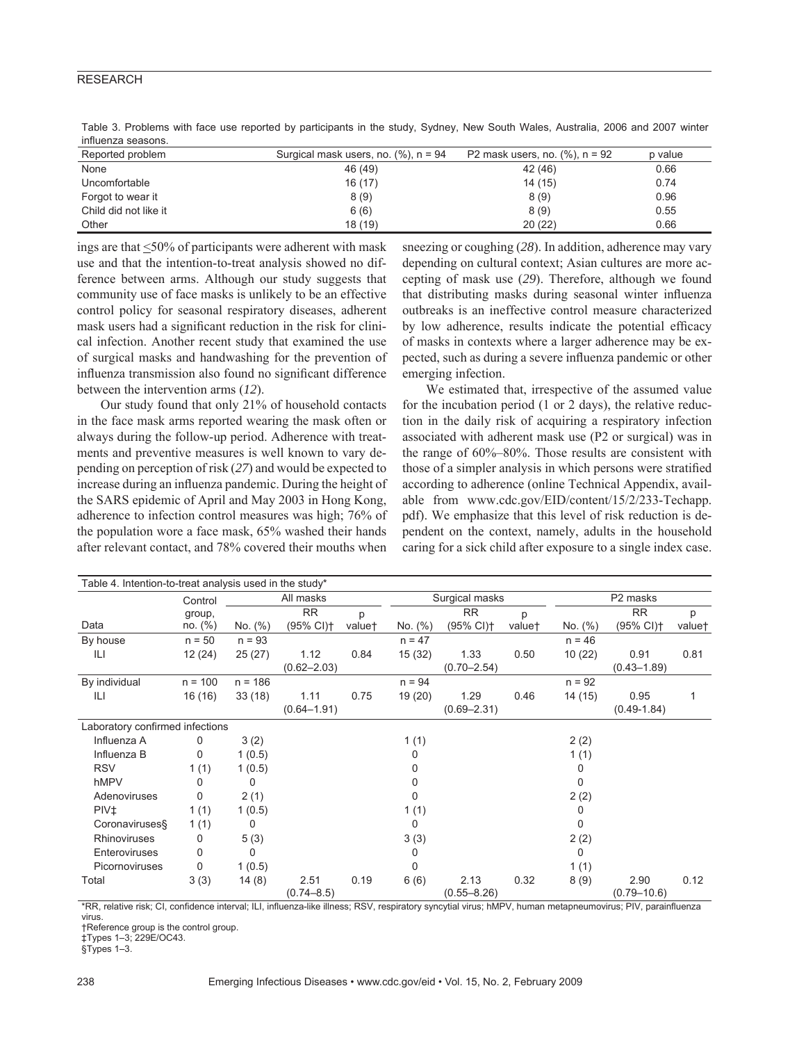Table 3. Problems with face use reported by participants in the study, Sydney, New South Wales, Australia, 2006 and 2007 winter influenza seasons.

| Reported problem | Surgical mask users, no. (%), n = 94 | P2 mask users, no. (%), n = 92 | p value |
|---|---|---|---|
| None | 46 (49) | 42 (46) | 0.66 |
| Uncomfortable | 16 (17) | 14 (15) | 0.74 |
| Forgot to wear it | 8 (9) | 8 (9) | 0.96 |
| Child did not like it | 6 (6) | 8 (9) | 0.55 |
| Other | 18 (19) | 20 (22) | 0.66 |

ings are that ≤50% of participants were adherent with mask use and that the intention-to-treat analysis showed no difference between arms. Although our study suggests that community use of face masks is unlikely to be an effective control policy for seasonal respiratory diseases, adherent mask users had a significant reduction in the risk for clinical infection. Another recent study that examined the use of surgical masks and handwashing for the prevention of influenza transmission also found no significant difference between the intervention arms (*12*).

Our study found that only 21% of household contacts in the face mask arms reported wearing the mask often or always during the follow-up period. Adherence with treatments and preventive measures is well known to vary depending on perception of risk (*27*) and would be expected to increase during an influenza pandemic. During the height of the SARS epidemic of April and May 2003 in Hong Kong, adherence to infection control measures was high; 76% of the population wore a face mask, 65% washed their hands after relevant contact, and 78% covered their mouths when sneezing or coughing (*28*). In addition, adherence may vary depending on cultural context; Asian cultures are more accepting of mask use (*29*). Therefore, although we found that distributing masks during seasonal winter influenza outbreaks is an ineffective control measure characterized by low adherence, results indicate the potential efficacy of masks in contexts where a larger adherence may be expected, such as during a severe influenza pandemic or other emerging infection.

We estimated that, irrespective of the assumed value for the incubation period (1 or 2 days), the relative reduction in the daily risk of acquiring a respiratory infection associated with adherent mask use (P2 or surgical) was in the range of 60%–80%. Those results are consistent with those of a simpler analysis in which persons were stratified according to adherence (online Technical Appendix, available from www.cdc.gov/EID/content/15/2/233-Techapp.pdf). We emphasize that this level of risk reduction is dependent on the context, namely, adults in the household caring for a sick child after exposure to a single index case.

Table 4. Intention-to-treat analysis used in the study*

| Data | Control group, no. (%) | All masks | | | Surgical masks | | | P2 masks | | |
|---|---|---|---|---|---|---|---|---|---|---|
| | | No. (%) | RR (95% CI)† | p value† | No. (%) | RR (95% CI)† | p value† | No. (%) | RR (95% CI)† | p value† |
| By house | n = 50 | n = 93 | | | n = 47 | | | n = 46 | | |
| ILI | 12 (24) | 25 (27) | 1.12 (0.62–2.03) | 0.84 | 15 (32) | 1.33 (0.70–2.54) | 0.50 | 10 (22) | 0.91 (0.43–1.89) | 0.81 |
| By individual | n = 100 | n = 186 | | | n = 94 | | | n = 92 | | |
| ILI | 16 (16) | 33 (18) | 1.11 (0.64–1.91) | 0.75 | 19 (20) | 1.29 (0.69–2.31) | 0.46 | 14 (15) | 0.95 (0.49-1.84) | 1 |
| Laboratory confirmed infections | | | | | | | | | | |
| Influenza A | 0 | 3 (2) | | | 1 (1) | | | 2 (2) | | |
| Influenza B | 0 | 1 (0.5) | | | 0 | | | 1 (1) | | |
| RSV | 1 (1) | 1 (0.5) | | | 0 | | | 0 | | |
| hMPV | 0 | 0 | | | 0 | | | 0 | | |
| Adenoviruses | 0 | 2 (1) | | | 0 | | | 2 (2) | | |
| PIV‡ | 1 (1) | 1 (0.5) | | | 1 (1) | | | 0 | | |
| Coronaviruses§ | 1 (1) | 0 | | | 0 | | | 0 | | |
| Rhinoviruses | 0 | 5 (3) | | | 3 (3) | | | 2 (2) | | |
| Enteroviruses | 0 | 0 | | | 0 | | | 0 | | |
| Picornoviruses | 0 | 1 (0.5) | | | 0 | | | 1 (1) | | |
| Total | 3 (3) | 14 (8) | 2.51 (0.74–8.5) | 0.19 | 6 (6) | 2.13 (0.55–8.26) | 0.32 | 8 (9) | 2.90 (0.79–10.6) | 0.12 |

*RR, relative risk; CI, confidence interval; ILI, influenza-like illness; RSV, respiratory syncytial virus; hMPV, human metapneumovirus; PIV, parainfluenza virus.
†Reference group is the control group.
‡Types 1–3; 229E/OC43.
§Types 1–3.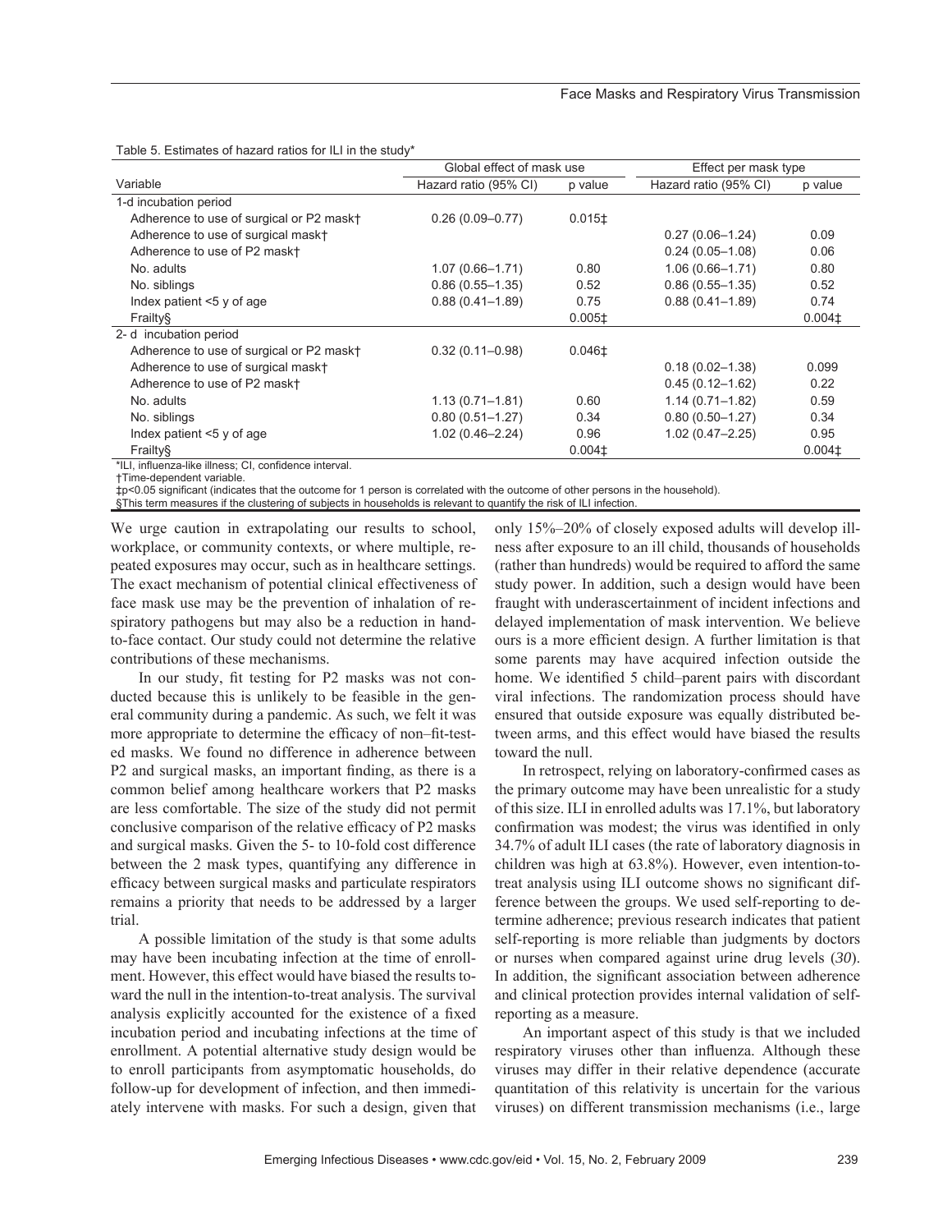Table 5. Estimates of hazard ratios for ILI in the study*

| Variable | Global effect of mask use | | Effect per mask type | |
|---|---|---|---|---|
| | Hazard ratio (95% CI) | p value | Hazard ratio (95% CI) | p value |
| 1-d incubation period | | | | |
| Adherence to use of surgical or P2 mask† | 0.26 (0.09–0.77) | 0.015‡ | | |
| Adherence to use of surgical mask† | | | 0.27 (0.06–1.24) | 0.09 |
| Adherence to use of P2 mask† | | | 0.24 (0.05–1.08) | 0.06 |
| No. adults | 1.07 (0.66–1.71) | 0.80 | 1.06 (0.66–1.71) | 0.80 |
| No. siblings | 0.86 (0.55–1.35) | 0.52 | 0.86 (0.55–1.35) | 0.52 |
| Index patient <5 y of age | 0.88 (0.41–1.89) | 0.75 | 0.88 (0.41–1.89) | 0.74 |
| Frailty§ | | 0.005‡ | | 0.004‡ |
| 2- d incubation period | | | | |
| Adherence to use of surgical or P2 mask† | 0.32 (0.11–0.98) | 0.046‡ | | |
| Adherence to use of surgical mask† | | | 0.18 (0.02–1.38) | 0.099 |
| Adherence to use of P2 mask† | | | 0.45 (0.12–1.62) | 0.22 |
| No. adults | 1.13 (0.71–1.81) | 0.60 | 1.14 (0.71–1.82) | 0.59 |
| No. siblings | 0.80 (0.51–1.27) | 0.34 | 0.80 (0.50–1.27) | 0.34 |
| Index patient <5 y of age | 1.02 (0.46–2.24) | 0.96 | 1.02 (0.47–2.25) | 0.95 |
| Frailty§ | | 0.004‡ | | 0.004‡ |

*ILI, influenza-like illness; CI, confidence interval.
†Time-dependent variable.
‡p<0.05 significant (indicates that the outcome for 1 person is correlated with the outcome of other persons in the household).
§This term measures if the clustering of subjects in households is relevant to quantify the risk of ILI infection.

We urge caution in extrapolating our results to school, workplace, or community contexts, or where multiple, repeated exposures may occur, such as in healthcare settings. The exact mechanism of potential clinical effectiveness of face mask use may be the prevention of inhalation of respiratory pathogens but may also be a reduction in hand-to-face contact. Our study could not determine the relative contributions of these mechanisms.

In our study, fit testing for P2 masks was not conducted because this is unlikely to be feasible in the general community during a pandemic. As such, we felt it was more appropriate to determine the efficacy of non–fit-tested masks. We found no difference in adherence between P2 and surgical masks, an important finding, as there is a common belief among healthcare workers that P2 masks are less comfortable. The size of the study did not permit conclusive comparison of the relative efficacy of P2 masks and surgical masks. Given the 5- to 10-fold cost difference between the 2 mask types, quantifying any difference in efficacy between surgical masks and particulate respirators remains a priority that needs to be addressed by a larger trial.

A possible limitation of the study is that some adults may have been incubating infection at the time of enrollment. However, this effect would have biased the results toward the null in the intention-to-treat analysis. The survival analysis explicitly accounted for the existence of a fixed incubation period and incubating infections at the time of enrollment. A potential alternative study design would be to enroll participants from asymptomatic households, do follow-up for development of infection, and then immediately intervene with masks. For such a design, given that only 15%–20% of closely exposed adults will develop illness after exposure to an ill child, thousands of households (rather than hundreds) would be required to afford the same study power. In addition, such a design would have been fraught with underascertainment of incident infections and delayed implementation of mask intervention. We believe ours is a more efficient design. A further limitation is that some parents may have acquired infection outside the home. We identified 5 child–parent pairs with discordant viral infections. The randomization process should have ensured that outside exposure was equally distributed between arms, and this effect would have biased the results toward the null.

In retrospect, relying on laboratory-confirmed cases as the primary outcome may have been unrealistic for a study of this size. ILI in enrolled adults was 17.1%, but laboratory confirmation was modest; the virus was identified in only 34.7% of adult ILI cases (the rate of laboratory diagnosis in children was high at 63.8%). However, even intention-to-treat analysis using ILI outcome shows no significant difference between the groups. We used self-reporting to determine adherence; previous research indicates that patient self-reporting is more reliable than judgments by doctors or nurses when compared against urine drug levels (*30*). In addition, the significant association between adherence and clinical protection provides internal validation of self-reporting as a measure.

An important aspect of this study is that we included respiratory viruses other than influenza. Although these viruses may differ in their relative dependence (accurate quantitation of this relativity is uncertain for the various viruses) on different transmission mechanisms (i.e., large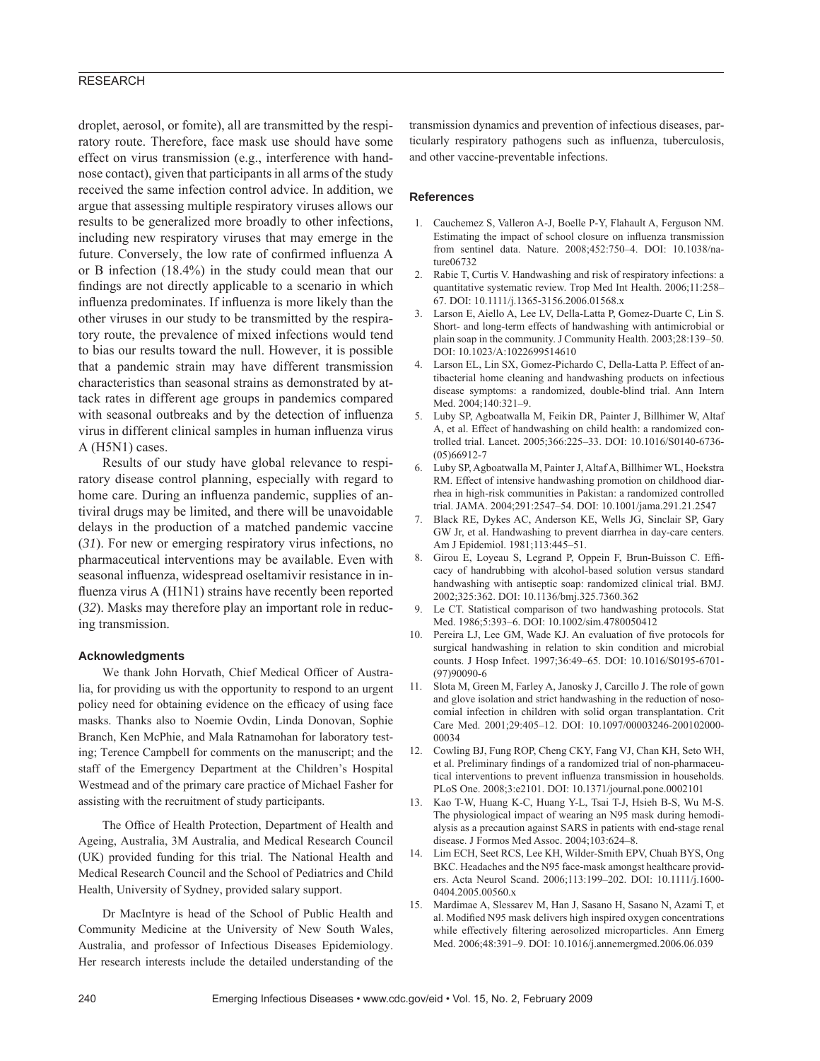droplet, aerosol, or fomite), all are transmitted by the respiratory route. Therefore, face mask use should have some effect on virus transmission (e.g., interference with hand-nose contact), given that participants in all arms of the study received the same infection control advice. In addition, we argue that assessing multiple respiratory viruses allows our results to be generalized more broadly to other infections, including new respiratory viruses that may emerge in the future. Conversely, the low rate of confirmed influenza A or B infection (18.4%) in the study could mean that our findings are not directly applicable to a scenario in which influenza predominates. If influenza is more likely than the other viruses in our study to be transmitted by the respiratory route, the prevalence of mixed infections would tend to bias our results toward the null. However, it is possible that a pandemic strain may have different transmission characteristics than seasonal strains as demonstrated by attack rates in different age groups in pandemics compared with seasonal outbreaks and by the detection of influenza virus in different clinical samples in human influenza virus A (H5N1) cases.

Results of our study have global relevance to respiratory disease control planning, especially with regard to home care. During an influenza pandemic, supplies of antiviral drugs may be limited, and there will be unavoidable delays in the production of a matched pandemic vaccine (*31*). For new or emerging respiratory virus infections, no pharmaceutical interventions may be available. Even with seasonal influenza, widespread oseltamivir resistance in influenza virus A (H1N1) strains have recently been reported (*32*). Masks may therefore play an important role in reducing transmission.

### Acknowledgments

We thank John Horvath, Chief Medical Officer of Australia, for providing us with the opportunity to respond to an urgent policy need for obtaining evidence on the efficacy of using face masks. Thanks also to Noemie Ovdin, Linda Donovan, Sophie Branch, Ken McPhie, and Mala Ratnamohan for laboratory testing; Terence Campbell for comments on the manuscript; and the staff of the Emergency Department at the Children's Hospital Westmead and of the primary care practice of Michael Fasher for assisting with the recruitment of study participants.

The Office of Health Protection, Department of Health and Ageing, Australia, 3M Australia, and Medical Research Council (UK) provided funding for this trial. The National Health and Medical Research Council and the School of Pediatrics and Child Health, University of Sydney, provided salary support.

Dr MacIntyre is head of the School of Public Health and Community Medicine at the University of New South Wales, Australia, and professor of Infectious Diseases Epidemiology. Her research interests include the detailed understanding of the transmission dynamics and prevention of infectious diseases, particularly respiratory pathogens such as influenza, tuberculosis, and other vaccine-preventable infections.

### References

1. Cauchemez S, Valleron A-J, Boelle P-Y, Flahault A, Ferguson NM. Estimating the impact of school closure on influenza transmission from sentinel data. Nature. 2008;452:750–4. DOI: 10.1038/nature06732
2. Rabie T, Curtis V. Handwashing and risk of respiratory infections: a quantitative systematic review. Trop Med Int Health. 2006;11:258–67. DOI: 10.1111/j.1365-3156.2006.01568.x
3. Larson E, Aiello A, Lee LV, Della-Latta P, Gomez-Duarte C, Lin S. Short- and long-term effects of handwashing with antimicrobial or plain soap in the community. J Community Health. 2003;28:139–50. DOI: 10.1023/A:1022699514610
4. Larson EL, Lin SX, Gomez-Pichardo C, Della-Latta P. Effect of antibacterial home cleaning and handwashing products on infectious disease symptoms: a randomized, double-blind trial. Ann Intern Med. 2004;140:321–9.
5. Luby SP, Agboatwalla M, Feikin DR, Painter J, Billhimer W, Altaf A, et al. Effect of handwashing on child health: a randomized controlled trial. Lancet. 2005;366:225–33. DOI: 10.1016/S0140-6736-(05)66912-7
6. Luby SP, Agboatwalla M, Painter J, Altaf A, Billhimer WL, Hoekstra RM. Effect of intensive handwashing promotion on childhood diarrhea in high-risk communities in Pakistan: a randomized controlled trial. JAMA. 2004;291:2547–54. DOI: 10.1001/jama.291.21.2547
7. Black RE, Dykes AC, Anderson KE, Wells JG, Sinclair SP, Gary GW Jr, et al. Handwashing to prevent diarrhea in day-care centers. Am J Epidemiol. 1981;113:445–51.
8. Girou E, Loyeau S, Legrand P, Oppein F, Brun-Buisson C. Efficacy of handrubbing with alcohol-based solution versus standard handwashing with antiseptic soap: randomized clinical trial. BMJ. 2002;325:362. DOI: 10.1136/bmj.325.7360.362
9. Le CT. Statistical comparison of two handwashing protocols. Stat Med. 1986;5:393–6. DOI: 10.1002/sim.4780050412
10. Pereira LJ, Lee GM, Wade KJ. An evaluation of five protocols for surgical handwashing in relation to skin condition and microbial counts. J Hosp Infect. 1997;36:49–65. DOI: 10.1016/S0195-6701-(97)90090-6
11. Slota M, Green M, Farley A, Janosky J, Carcillo J. The role of gown and glove isolation and strict handwashing in the reduction of nosocomial infection in children with solid organ transplantation. Crit Care Med. 2001;29:405–12. DOI: 10.1097/00003246-200102000-00034
12. Cowling BJ, Fung ROP, Cheng CKY, Fang VJ, Chan KH, Seto WH, et al. Preliminary findings of a randomized trial of non-pharmaceutical interventions to prevent influenza transmission in households. PLoS One. 2008;3:e2101. DOI: 10.1371/journal.pone.0002101
13. Kao T-W, Huang K-C, Huang Y-L, Tsai T-J, Hsieh B-S, Wu M-S. The physiological impact of wearing an N95 mask during hemodialysis as a precaution against SARS in patients with end-stage renal disease. J Formos Med Assoc. 2004;103:624–8.
14. Lim ECH, Seet RCS, Lee KH, Wilder-Smith EPV, Chuah BYS, Ong BKC. Headaches and the N95 face-mask amongst healthcare providers. Acta Neurol Scand. 2006;113:199–202. DOI: 10.1111/j.1600-0404.2005.00560.x
15. Mardimae A, Slessarev M, Han J, Sasano H, Sasano N, Azami T, et al. Modified N95 mask delivers high inspired oxygen concentrations while effectively filtering aerosolized microparticles. Ann Emerg Med. 2006;48:391–9. DOI: 10.1016/j.annemergmed.2006.06.039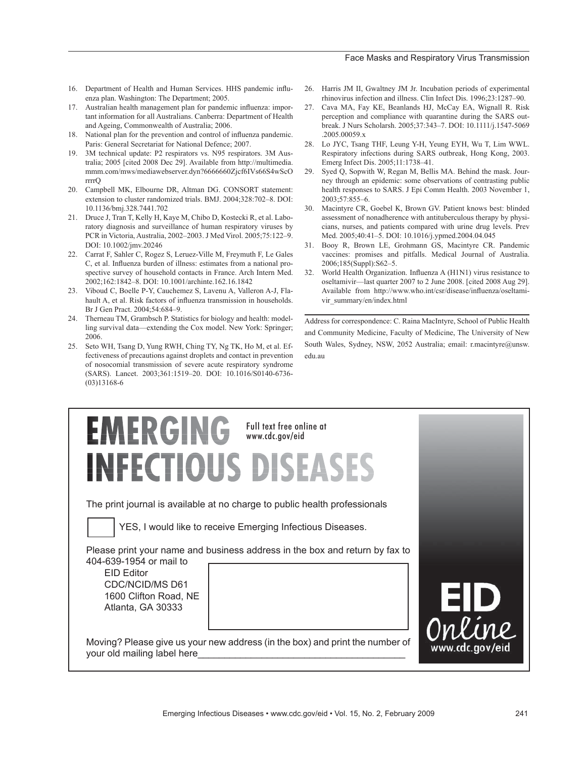16. Department of Health and Human Services. HHS pandemic influenza plan. Washington: The Department; 2005.
17. Australian health management plan for pandemic influenza: important information for all Australians. Canberra: Department of Health and Ageing, Commonwealth of Australia; 2006.
18. National plan for the prevention and control of influenza pandemic. Paris: General Secretariat for National Defence; 2007.
19. 3M technical update: P2 respirators vs. N95 respirators. 3M Australia; 2005 [cited 2008 Dec 29]. Available from http://multimedia.mmm.com/mws/mediawebserver.dyn?6666660Zjcf6lVs66S4wScOrrrrQ
20. Campbell MK, Elbourne DR, Altman DG. CONSORT statement: extension to cluster randomized trials. BMJ. 2004;328:702–8. DOI: 10.1136/bmj.328.7441.702
21. Druce J, Tran T, Kelly H, Kaye M, Chibo D, Kostecki R, et al. Laboratory diagnosis and surveillance of human respiratory viruses by PCR in Victoria, Australia, 2002–2003. J Med Virol. 2005;75:122–9. DOI: 10.1002/jmv.20246
22. Carrat F, Sahler C, Rogez S, Leruez-Ville M, Freymuth F, Le Gales C, et al. Influenza burden of illness: estimates from a national prospective survey of household contacts in France. Arch Intern Med. 2002;162:1842–8. DOI: 10.1001/archinte.162.16.1842
23. Viboud C, Boelle P-Y, Cauchemez S, Lavenu A, Valleron A-J, Flahault A, et al. Risk factors of influenza transmission in households. Br J Gen Pract. 2004;54:684–9.
24. Therneau TM, Grambsch P. Statistics for biology and health: modelling survival data—extending the Cox model. New York: Springer; 2006.
25. Seto WH, Tsang D, Yung RWH, Ching TY, Ng TK, Ho M, et al. Effectiveness of precautions against droplets and contact in prevention of nosocomial transmission of severe acute respiratory syndrome (SARS). Lancet. 2003;361:1519–20. DOI: 10.1016/S0140-6736-(03)13168-6
26. Harris JM II, Gwaltney JM Jr. Incubation periods of experimental rhinovirus infection and illness. Clin Infect Dis. 1996;23:1287–90.
27. Cava MA, Fay KE, Beanlands HJ, McCay EA, Wignall R. Risk perception and compliance with quarantine during the SARS outbreak. J Nurs Scholarsh. 2005;37:343–7. DOI: 10.1111/j.1547-5069.2005.00059.x
28. Lo JYC, Tsang THF, Leung Y-H, Yeung EYH, Wu T, Lim WWL. Respiratory infections during SARS outbreak, Hong Kong, 2003. Emerg Infect Dis. 2005;11:1738–41.
29. Syed Q, Sopwith W, Regan M, Bellis MA. Behind the mask. Journey through an epidemic: some observations of contrasting public health responses to SARS. J Epi Comm Health. 2003 November 1, 2003;57:855–6.
30. Macintyre CR, Goebel K, Brown GV. Patient knows best: blinded assessment of nonadherence with antituberculous therapy by physicians, nurses, and patients compared with urine drug levels. Prev Med. 2005;40:41–5. DOI: 10.1016/j.ypmed.2004.04.045
31. Booy R, Brown LE, Grohmann GS, Macintyre CR. Pandemic vaccines: promises and pitfalls. Medical Journal of Australia. 2006;185(Suppl):S62–5.
32. World Health Organization. Influenza A (H1N1) virus resistance to oseltamivir—last quarter 2007 to 2 June 2008. [cited 2008 Aug 29]. Available from http://www.who.int/csr/disease/influenza/oseltamivir_summary/en/index.html

Address for correspondence: C. Raina MacIntyre, School of Public Health and Community Medicine, Faculty of Medicine, The University of New South Wales, Sydney, NSW, 2052 Australia; email: r.macintyre@unsw.edu.au

# EMERGING INFECTIOUS DISEASES

Full text free online at www.cdc.gov/eid

The print journal is available at no charge to public health professionals

☐ YES, I would like to receive Emerging Infectious Diseases.

Please print your name and business address in the box and return by fax to 404-639-1954 or mail to

EID Editor
CDC/NCID/MS D61
1600 Clifton Road, NE
Atlanta, GA 30333

Moving? Please give us your new address (in the box) and print the number of your old mailing label here________________________________________

EID Online
www.cdc.gov/eid